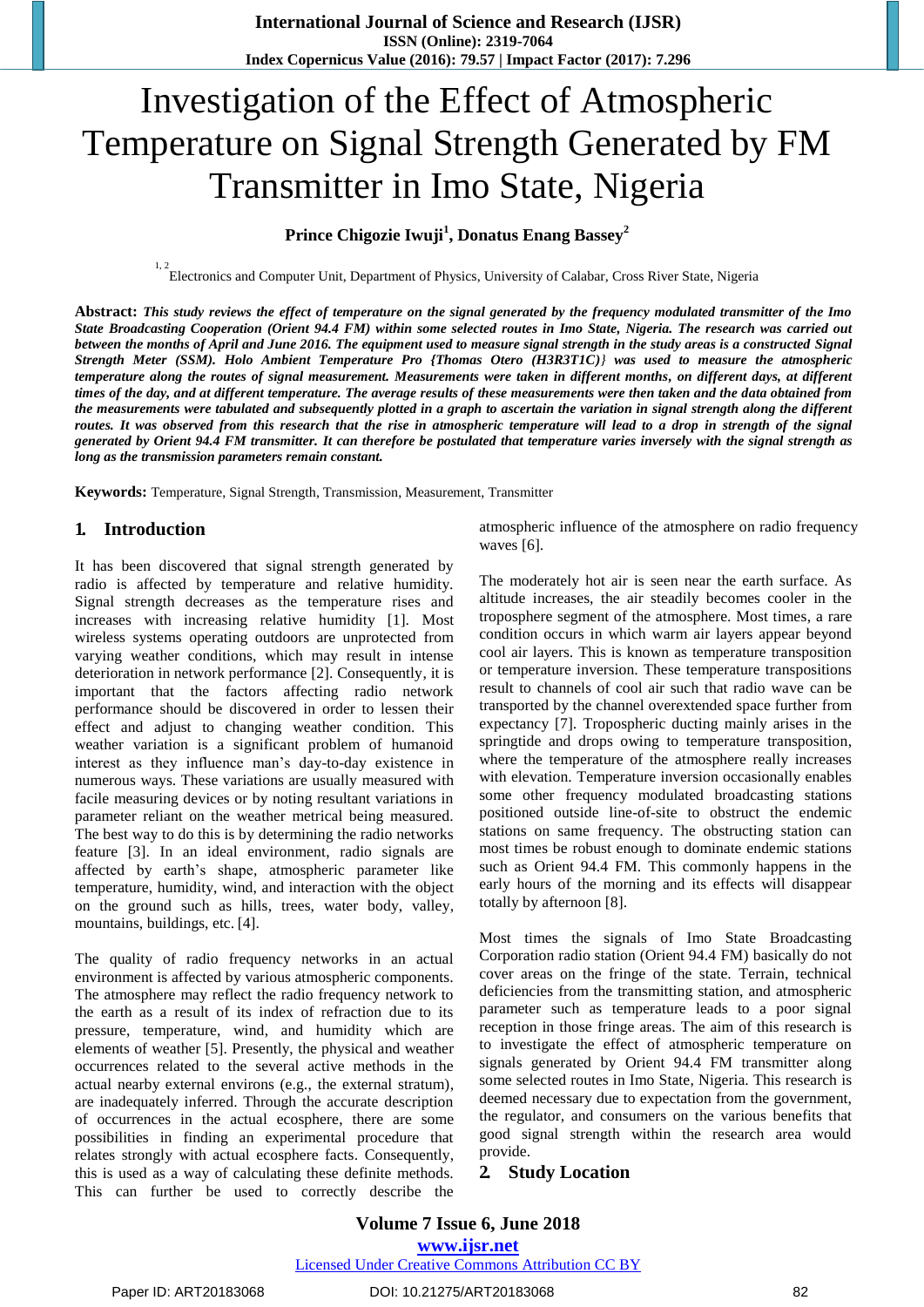# Investigation of the Effect of Atmospheric Temperature on Signal Strength Generated by FM Transmitter in Imo State, Nigeria

**Prince Chigozie Iwuji[1], Donatus Enang Bassey[2]**

[1, 2]Electronics and Computer Unit, Department of Physics, University of Calabar, Cross River State, Nigeria

**Abstract:** ***This study reviews the effect of temperature on the signal generated by the frequency modulated transmitter of the Imo State Broadcasting Cooperation (Orient 94.4 FM) within some selected routes in Imo State, Nigeria. The research was carried out between the months of April and June 2016. The equipment used to measure signal strength in the study areas is a constructed Signal Strength Meter (SSM). Holo Ambient Temperature Pro {Thomas Otero (H3R3T1C)} was used to measure the atmospheric temperature along the routes of signal measurement. Measurements were taken in different months, on different days, at different times of the day, and at different temperature. The average results of these measurements were then taken and the data obtained from the measurements were tabulated and subsequently plotted in a graph to ascertain the variation in signal strength along the different routes. It was observed from this research that the rise in atmospheric temperature will lead to a drop in strength of the signal generated by Orient 94.4 FM transmitter. It can therefore be postulated that temperature varies inversely with the signal strength as long as the transmission parameters remain constant.***

**Keywords:** Temperature, Signal Strength, Transmission, Measurement, Transmitter

## 1. Introduction

It has been discovered that signal strength generated by radio is affected by temperature and relative humidity. Signal strength decreases as the temperature rises and increases with increasing relative humidity [1]. Most wireless systems operating outdoors are unprotected from varying weather conditions, which may result in intense deterioration in network performance [2]. Consequently, it is important that the factors affecting radio network performance should be discovered in order to lessen their effect and adjust to changing weather condition. This weather variation is a significant problem of humanoid interest as they influence man's day-to-day existence in numerous ways. These variations are usually measured with facile measuring devices or by noting resultant variations in parameter reliant on the weather metrical being measured. The best way to do this is by determining the radio networks feature [3]. In an ideal environment, radio signals are affected by earth's shape, atmospheric parameter like temperature, humidity, wind, and interaction with the object on the ground such as hills, trees, water body, valley, mountains, buildings, etc. [4].

The quality of radio frequency networks in an actual environment is affected by various atmospheric components. The atmosphere may reflect the radio frequency network to the earth as a result of its index of refraction due to its pressure, temperature, wind, and humidity which are elements of weather [5]. Presently, the physical and weather occurrences related to the several active methods in the actual nearby external environs (e.g., the external stratum), are inadequately inferred. Through the accurate description of occurrences in the actual ecosphere, there are some possibilities in finding an experimental procedure that relates strongly with actual ecosphere facts. Consequently, this is used as a way of calculating these definite methods. This can further be used to correctly describe the atmospheric influence of the atmosphere on radio frequency waves [6].

The moderately hot air is seen near the earth surface. As altitude increases, the air steadily becomes cooler in the troposphere segment of the atmosphere. Most times, a rare condition occurs in which warm air layers appear beyond cool air layers. This is known as temperature transposition or temperature inversion. These temperature transpositions result to channels of cool air such that radio wave can be transported by the channel overextended space further from expectancy [7]. Tropospheric ducting mainly arises in the springtide and drops owing to temperature transposition, where the temperature of the atmosphere really increases with elevation. Temperature inversion occasionally enables some other frequency modulated broadcasting stations positioned outside line-of-site to obstruct the endemic stations on same frequency. The obstructing station can most times be robust enough to dominate endemic stations such as Orient 94.4 FM. This commonly happens in the early hours of the morning and its effects will disappear totally by afternoon [8].

Most times the signals of Imo State Broadcasting Corporation radio station (Orient 94.4 FM) basically do not cover areas on the fringe of the state. Terrain, technical deficiencies from the transmitting station, and atmospheric parameter such as temperature leads to a poor signal reception in those fringe areas. The aim of this research is to investigate the effect of atmospheric temperature on signals generated by Orient 94.4 FM transmitter along some selected routes in Imo State, Nigeria. This research is deemed necessary due to expectation from the government, the regulator, and consumers on the various benefits that good signal strength within the research area would provide.

## 2. Study Location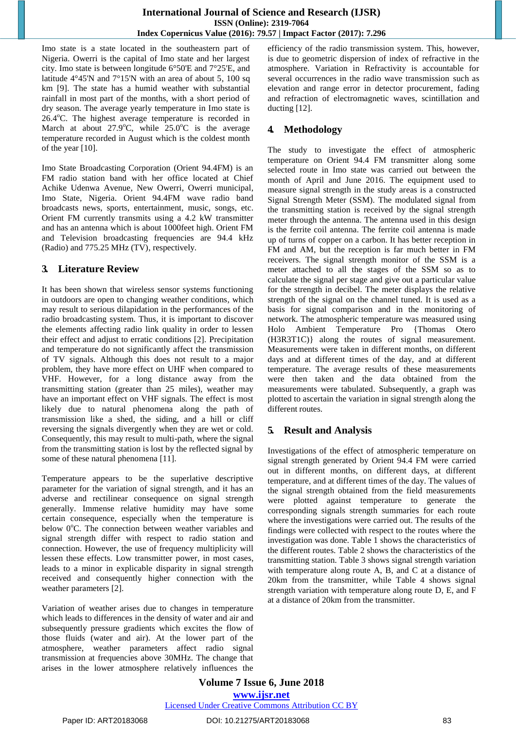Imo state is a state located in the southeastern part of Nigeria. Owerri is the capital of Imo state and her largest city. Imo state is between longitude 6°50'E and 7°25'E, and latitude 4°45'N and 7°15'N with an area of about 5, 100 sq km [9]. The state has a humid weather with substantial rainfall in most part of the months, with a short period of dry season. The average yearly temperature in Imo state is 26.4°C. The highest average temperature is recorded in March at about 27.9°C, while 25.0°C is the average temperature recorded in August which is the coldest month of the year [10].

Imo State Broadcasting Corporation (Orient 94.4FM) is an FM radio station band with her office located at Chief Achike Udenwa Avenue, New Owerri, Owerri municipal, Imo State, Nigeria. Orient 94.4FM wave radio band broadcasts news, sports, entertainment, music, songs, etc. Orient FM currently transmits using a 4.2 kW transmitter and has an antenna which is about 1000feet high. Orient FM and Television broadcasting frequencies are 94.4 kHz (Radio) and 775.25 MHz (TV), respectively.

## 3. Literature Review

It has been shown that wireless sensor systems functioning in outdoors are open to changing weather conditions, which may result to serious dilapidation in the performances of the radio broadcasting system. Thus, it is important to discover the elements affecting radio link quality in order to lessen their effect and adjust to erratic conditions [2]. Precipitation and temperature do not significantly affect the transmission of TV signals. Although this does not result to a major problem, they have more effect on UHF when compared to VHF. However, for a long distance away from the transmitting station (greater than 25 miles), weather may have an important effect on VHF signals. The effect is most likely due to natural phenomena along the path of transmission like a shed, the siding, and a hill or cliff reversing the signals divergently when they are wet or cold. Consequently, this may result to multi-path, where the signal from the transmitting station is lost by the reflected signal by some of these natural phenomena [11].

Temperature appears to be the superlative descriptive parameter for the variation of signal strength, and it has an adverse and rectilinear consequence on signal strength generally. Immense relative humidity may have some certain consequence, especially when the temperature is below 0°C. The connection between weather variables and signal strength differ with respect to radio station and connection. However, the use of frequency multiplicity will lessen these effects. Low transmitter power, in most cases, leads to a minor in explicable disparity in signal strength received and consequently higher connection with the weather parameters [2].

Variation of weather arises due to changes in temperature which leads to differences in the density of water and air and subsequently pressure gradients which excites the flow of those fluids (water and air). At the lower part of the atmosphere, weather parameters affect radio signal transmission at frequencies above 30MHz. The change that arises in the lower atmosphere relatively influences the efficiency of the radio transmission system. This, however, is due to geometric dispersion of index of refractive in the atmosphere. Variation in Refractivity is accountable for several occurrences in the radio wave transmission such as elevation and range error in detector procurement, fading and refraction of electromagnetic waves, scintillation and ducting [12].

## 4. Methodology

The study to investigate the effect of atmospheric temperature on Orient 94.4 FM transmitter along some selected route in Imo state was carried out between the month of April and June 2016. The equipment used to measure signal strength in the study areas is a constructed Signal Strength Meter (SSM). The modulated signal from the transmitting station is received by the signal strength meter through the antenna. The antenna used in this design is the ferrite coil antenna. The ferrite coil antenna is made up of turns of copper on a carbon. It has better reception in FM and AM, but the reception is far much better in FM receivers. The signal strength monitor of the SSM is a meter attached to all the stages of the SSM so as to calculate the signal per stage and give out a particular value for the strength in decibel. The meter displays the relative strength of the signal on the channel tuned. It is used as a basis for signal comparison and in the monitoring of network. The atmospheric temperature was measured using Holo Ambient Temperature Pro {Thomas Otero (H3R3T1C)} along the routes of signal measurement. Measurements were taken in different months, on different days and at different times of the day, and at different temperature. The average results of these measurements were then taken and the data obtained from the measurements were tabulated. Subsequently, a graph was plotted to ascertain the variation in signal strength along the different routes.

## 5. Result and Analysis

Investigations of the effect of atmospheric temperature on signal strength generated by Orient 94.4 FM were carried out in different months, on different days, at different temperature, and at different times of the day. The values of the signal strength obtained from the field measurements were plotted against temperature to generate the corresponding signals strength summaries for each route where the investigations were carried out. The results of the findings were collected with respect to the routes where the investigation was done. Table 1 shows the characteristics of the different routes. Table 2 shows the characteristics of the transmitting station. Table 3 shows signal strength variation with temperature along route A, B, and C at a distance of 20km from the transmitter, while Table 4 shows signal strength variation with temperature along route D, E, and F at a distance of 20km from the transmitter.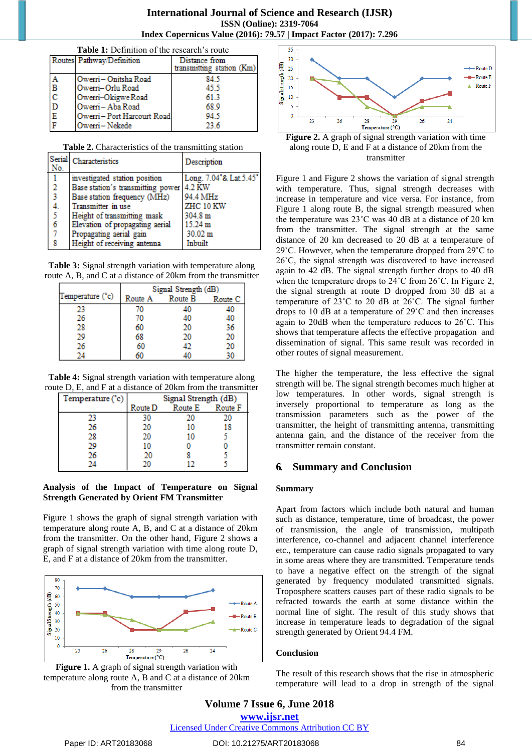**Table 1:** Definition of the research's route

| Routes | Pathway/Definition | Distance from transmitting station (Km) |
|---|---|---|
| A | Owerri – Onitsha Road | 84.5 |
| B | Owerri– Orlu Road | 45.5 |
| C | Owerri–Okigwe Road | 61.3 |
| D | Owerri – Aba Road | 68.9 |
| E | Owerri – Port Harcourt Road | 94.5 |
| F | Owerri – Nekede | 23.6 |

**Table 2.** Characteristics of the transmitting station

| Serial No. | Characteristics | Description |
|---|---|---|
| 1 | investigated station position | Long. 7.04°& Lat.5.45° |
| 2 | Base station's transmitting power | 4.2 KW |
| 3 | Base station frequency (MHz) | 94.4 MHz |
| 4. | Transmitter in use | ZHC 10 KW |
| 5 | Height of transmitting mask | 304.8 m |
| 6 | Elevation of propagating aerial | 15.24 m |
| 7 | Propagating aerial gain | 30.02 m |
| 8 | Height of receiving antenna | Inbuilt |

**Table 3:** Signal strength variation with temperature along route A, B, and C at a distance of 20km from the transmitter

| Temperature (°c) | Signal Strength (dB) | | |
|---|---|---|---|
| | Route A | Route B | Route C |
| 23 | 70 | 40 | 40 |
| 26 | 70 | 40 | 40 |
| 28 | 60 | 20 | 36 |
| 29 | 68 | 20 | 20 |
| 26 | 60 | 42 | 20 |
| 24 | 60 | 40 | 30 |

**Table 4:** Signal strength variation with temperature along route D, E, and F at a distance of 20km from the transmitter

| Temperature (°c) | Signal Strength (dB) | | |
|---|---|---|---|
| | Route D | Route E | Route F |
| 23 | 30 | 20 | 20 |
| 26 | 20 | 10 | 18 |
| 28 | 20 | 10 | 5 |
| 29 | 10 | 0 | 0 |
| 26 | 20 | 8 | 5 |
| 24 | 20 | 12 | 5 |

**Analysis of the Impact of Temperature on Signal Strength Generated by Orient FM Transmitter**

Figure 1 shows the graph of signal strength variation with temperature along route A, B, and C at a distance of 20km from the transmitter. On the other hand, Figure 2 shows a graph of signal strength variation with time along route D, E, and F at a distance of 20km from the transmitter.

**Figure 1.** A graph of signal strength variation with temperature along route A, B and C at a distance of 20km from the transmitter

**Figure 2.** A graph of signal strength variation with time along route D, E and F at a distance of 20km from the transmitter

Figure 1 and Figure 2 shows the variation of signal strength with temperature. Thus, signal strength decreases with increase in temperature and vice versa. For instance, from Figure 1 along route B, the signal strength measured when the temperature was 23˚C was 40 dB at a distance of 20 km from the transmitter. The signal strength at the same distance of 20 km decreased to 20 dB at a temperature of 29˚C. However, when the temperature dropped from 29˚C to 26˚C, the signal strength was discovered to have increased again to 42 dB. The signal strength further drops to 40 dB when the temperature drops to 24˚C from 26˚C. In Figure 2, the signal strength at route D dropped from 30 dB at a temperature of 23˚C to 20 dB at 26˚C. The signal further drops to 10 dB at a temperature of 29˚C and then increases again to 20dB when the temperature reduces to 26˚C. This shows that temperature affects the effective propagation and dissemination of signal. This same result was recorded in other routes of signal measurement.

The higher the temperature, the less effective the signal strength will be. The signal strength becomes much higher at low temperatures. In other words, signal strength is inversely proportional to temperature as long as the transmission parameters such as the power of the transmitter, the height of transmitting antenna, transmitting antenna gain, and the distance of the receiver from the transmitter remain constant.

## 6. Summary and Conclusion

### Summary

Apart from factors which include both natural and human such as distance, temperature, time of broadcast, the power of transmission, the angle of transmission, multipath interference, co-channel and adjacent channel interference etc., temperature can cause radio signals propagated to vary in some areas where they are transmitted. Temperature tends to have a negative effect on the strength of the signal generated by frequency modulated transmitted signals. Troposphere scatters causes part of these radio signals to be refracted towards the earth at some distance within the normal line of sight. The result of this study shows that increase in temperature leads to degradation of the signal strength generated by Orient 94.4 FM.

### Conclusion

The result of this research shows that the rise in atmospheric temperature will lead to a drop in strength of the signal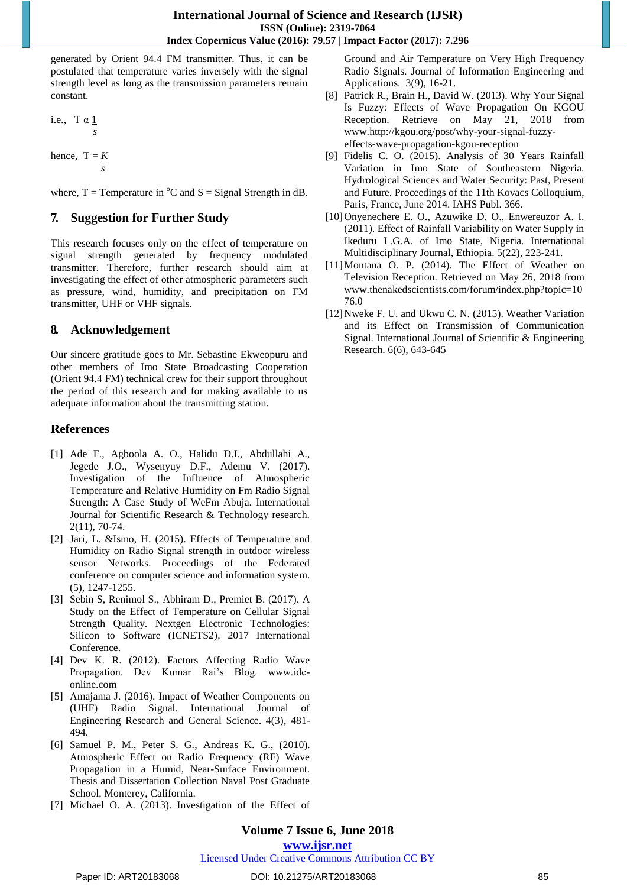generated by Orient 94.4 FM transmitter. Thus, it can be postulated that temperature varies inversely with the signal strength level as long as the transmission parameters remain constant.

i.e., $T \alpha \frac{1}{s}$

hence, $T = \frac{K}{s}$

where, T = Temperature in °C and S = Signal Strength in dB.

## 7. Suggestion for Further Study

This research focuses only on the effect of temperature on signal strength generated by frequency modulated transmitter. Therefore, further research should aim at investigating the effect of other atmospheric parameters such as pressure, wind, humidity, and precipitation on FM transmitter, UHF or VHF signals.

## 8. Acknowledgement

Our sincere gratitude goes to Mr. Sebastine Ekweopuru and other members of Imo State Broadcasting Cooperation (Orient 94.4 FM) technical crew for their support throughout the period of this research and for making available to us adequate information about the transmitting station.

## References

[1] Ade F., Agboola A. O., Halidu D.I., Abdullahi A., Jegede J.O., Wysenyuy D.F., Ademu V. (2017). Investigation of the Influence of Atmospheric Temperature and Relative Humidity on Fm Radio Signal Strength: A Case Study of WeFm Abuja. International Journal for Scientific Research & Technology research. 2(11), 70-74.

[2] Jari, L. &Ismo, H. (2015). Effects of Temperature and Humidity on Radio Signal strength in outdoor wireless sensor Networks. Proceedings of the Federated conference on computer science and information system. (5), 1247-1255.

[3] Sebin S, Renimol S., Abhiram D., Premiet B. (2017). A Study on the Effect of Temperature on Cellular Signal Strength Quality. Nextgen Electronic Technologies: Silicon to Software (ICNETS2), 2017 International Conference.

[4] Dev K. R. (2012). Factors Affecting Radio Wave Propagation. Dev Kumar Rai's Blog. www.idc-online.com

[5] Amajama J. (2016). Impact of Weather Components on (UHF) Radio Signal. International Journal of Engineering Research and General Science. 4(3), 481-494.

[6] Samuel P. M., Peter S. G., Andreas K. G., (2010). Atmospheric Effect on Radio Frequency (RF) Wave Propagation in a Humid, Near-Surface Environment. Thesis and Dissertation Collection Naval Post Graduate School, Monterey, California.

[7] Michael O. A. (2013). Investigation of the Effect of Ground and Air Temperature on Very High Frequency Radio Signals. Journal of Information Engineering and Applications. 3(9), 16-21.

[8] Patrick R., Brain H., David W. (2013). Why Your Signal Is Fuzzy: Effects of Wave Propagation On KGOU Reception. Retrieve on May 21, 2018 from www.http://kgou.org/post/why-your-signal-fuzzy-effects-wave-propagation-kgou-reception

[9] Fidelis C. O. (2015). Analysis of 30 Years Rainfall Variation in Imo State of Southeastern Nigeria. Hydrological Sciences and Water Security: Past, Present and Future. Proceedings of the 11th Kovacs Colloquium, Paris, France, June 2014. IAHS Publ. 366.

[10] Onyenechere E. O., Azuwike D. O., Enwereuzor A. I. (2011). Effect of Rainfall Variability on Water Supply in Ikeduru L.G.A. of Imo State, Nigeria. International Multidisciplinary Journal, Ethiopia. 5(22), 223-241.

[11] Montana O. P. (2014). The Effect of Weather on Television Reception. Retrieved on May 26, 2018 from www.thenakedscientists.com/forum/index.php?topic=1076.0

[12] Nweke F. U. and Ukwu C. N. (2015). Weather Variation and its Effect on Transmission of Communication Signal. International Journal of Scientific & Engineering Research. 6(6), 643-645